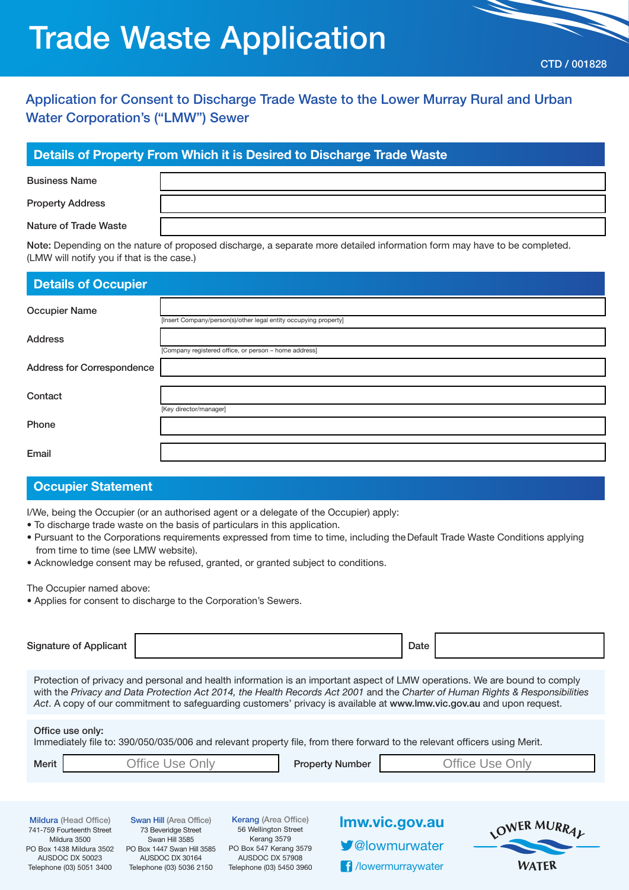# Trade Waste Application

CTD / 001828

## Application for Consent to Discharge Trade Waste to the Lower Murray Rural and Urban Water Corporation's ("LMW") Sewer

### Details of Property From Which it is Desired to Discharge Trade Waste

| | |
|---|---|
| Business Name | |
| Property Address | |
| Nature of Trade Waste | |

**Note:** Depending on the nature of proposed discharge, a separate more detailed information form may have to be completed. (LMW will notify you if that is the case.)

### Details of Occupier

| | |
|---|---|
| Occupier Name | [Insert Company/person(s)/other legal entity occupying property] |
| Address | [Company registered office, or person – home address] |
| Address for Correspondence | |
| Contact | [Key director/manager] |
| Phone | |
| Email | |

### Occupier Statement

I/We, being the Occupier (or an authorised agent or a delegate of the Occupier) apply:

- To discharge trade waste on the basis of particulars in this application.
- Pursuant to the Corporations requirements expressed from time to time, including the Default Trade Waste Conditions applying from time to time (see LMW website).
- Acknowledge consent may be refused, granted, or granted subject to conditions.

The Occupier named above:

- Applies for consent to discharge to the Corporation's Sewers.

| | | | |
|---|---|---|---|
| Signature of Applicant | | Date | |

Protection of privacy and personal and health information is an important aspect of LMW operations. We are bound to comply with the *Privacy and Data Protection Act 2014, the Health Records Act 2001* and the *Charter of Human Rights & Responsibilities Act*. A copy of our commitment to safeguarding customers' privacy is available at **www.lmw.vic.gov.au** and upon request.

**Office use only:**
Immediately file to: 390/050/035/006 and relevant property file, from there forward to the relevant officers using Merit.

| | | | |
|---|---|---|---|
| Merit | Office Use Only | Property Number | Office Use Only |

**Mildura** (Head Office)
741-759 Fourteenth Street
Mildura 3500
PO Box 1438 Mildura 3502
AUSDOC DX 50023
Telephone (03) 5051 3400

**Swan Hill** (Area Office)
73 Beveridge Street
Swan Hill 3585
PO Box 1447 Swan Hill 3585
AUSDOC DX 30164
Telephone (03) 5036 2150

**Kerang** (Area Office)
56 Wellington Street
Kerang 3579
PO Box 547 Kerang 3579
AUSDOC DX 57908
Telephone (03) 5450 3960

**lmw.vic.gov.au**
@lowmurwater
/lowermurraywater

LOWER MURRAY WATER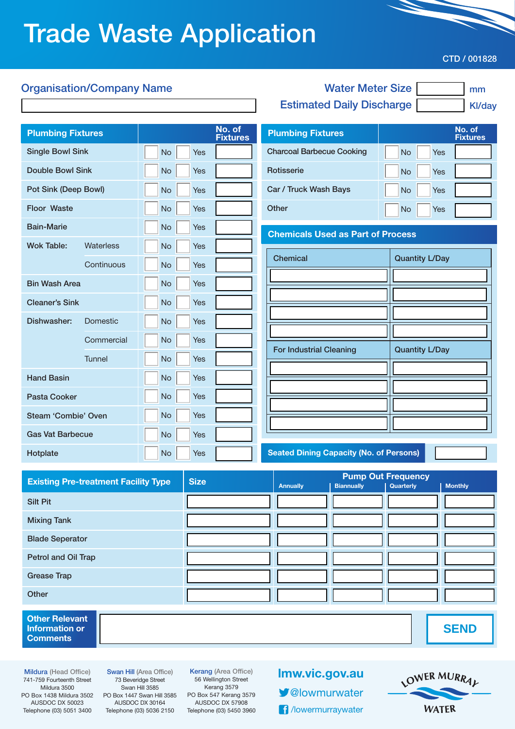# Trade Waste Application

CTD / 001828

**Organisation/Company Name** 

**Water Meter Size** mm

**Estimated Daily Discharge** Kl/day

| Plumbing Fixtures | | | No. of Fixtures |
|---|---|---|---|
| Single Bowl Sink | | No / Yes | |
| Double Bowl Sink | | No / Yes | |
| Pot Sink (Deep Bowl) | | No / Yes | |
| Floor Waste | | No / Yes | |
| Bain-Marie | | No / Yes | |
| Wok Table: | Waterless | No / Yes | |
| | Continuous | No / Yes | |
| Bin Wash Area | | No / Yes | |
| Cleaner's Sink | | No / Yes | |
| Dishwasher: | Domestic | No / Yes | |
| | Commercial | No / Yes | |
| | Tunnel | No / Yes | |
| Hand Basin | | No / Yes | |
| Pasta Cooker | | No / Yes | |
| Steam 'Combie' Oven | | No / Yes | |
| Gas Vat Barbecue | | No / Yes | |
| Hotplate | | No / Yes | |

| Plumbing Fixtures | | No. of Fixtures |
|---|---|---|
| Charcoal Barbecue Cooking | No / Yes | |
| Rotisserie | No / Yes | |
| Car / Truck Wash Bays | No / Yes | |
| Other | No / Yes | |

## Chemicals Used as Part of Process

| Chemical | Quantity L/Day |
|---|---|
| | |
| | |
| | |
| | |

| For Industrial Cleaning | Quantity L/Day |
|---|---|
| | |
| | |
| | |
| | |

**Seated Dining Capacity (No. of Persons)** 

| Existing Pre-treatment Facility Type | Size | Pump Out Frequency | | | |
|---|---|---|---|---|---|
| | | Annually | Biannually | Quarterly | Monthly |
| Silt Pit | | | | | |
| Mixing Tank | | | | | |
| Blade Seperator | | | | | |
| Petrol and Oil Trap | | | | | |
| Grease Trap | | | | | |
| Other | | | | | |

**Other Relevant Information or Comments**

SEND

**Mildura** (Head Office)
741-759 Fourteenth Street
Mildura 3500
PO Box 1438 Mildura 3502
AUSDOC DX 50023
Telephone (03) 5051 3400

**Swan Hill** (Area Office)
73 Beveridge Street
Swan Hill 3585
PO Box 1447 Swan Hill 3585
AUSDOC DX 30164
Telephone (03) 5036 2150

**Kerang** (Area Office)
56 Wellington Street
Kerang 3579
PO Box 547 Kerang 3579
AUSDOC DX 57908
Telephone (03) 5450 3960

lmw.vic.gov.au
@lowmurwater
/lowermurraywater

LOWER MURRAY WATER